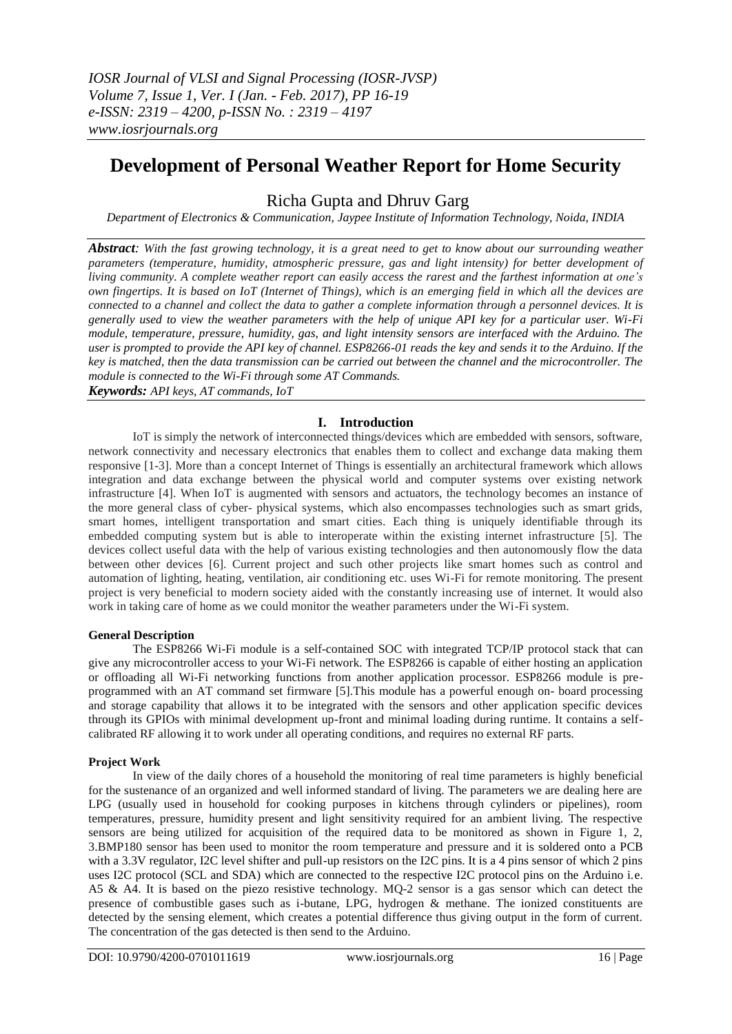# Development of Personal Weather Report for Home Security

Richa Gupta and Dhruv Garg

*Department of Electronics & Communication, Jaypee Institute of Information Technology, Noida, INDIA*

***Abstract****: With the fast growing technology, it is a great need to get to know about our surrounding weather parameters (temperature, humidity, atmospheric pressure, gas and light intensity) for better development of living community. A complete weather report can easily access the rarest and the farthest information at one's own fingertips. It is based on IoT (Internet of Things), which is an emerging field in which all the devices are connected to a channel and collect the data to gather a complete information through a personnel devices. It is generally used to view the weather parameters with the help of unique API key for a particular user. Wi-Fi module, temperature, pressure, humidity, gas, and light intensity sensors are interfaced with the Arduino. The user is prompted to provide the API key of channel. ESP8266-01 reads the key and sends it to the Arduino. If the key is matched, then the data transmission can be carried out between the channel and the microcontroller. The module is connected to the Wi-Fi through some AT Commands.*

***Keywords:*** *API keys, AT commands, IoT*

## I. Introduction

IoT is simply the network of interconnected things/devices which are embedded with sensors, software, network connectivity and necessary electronics that enables them to collect and exchange data making them responsive [1-3]. More than a concept Internet of Things is essentially an architectural framework which allows integration and data exchange between the physical world and computer systems over existing network infrastructure [4]. When IoT is augmented with sensors and actuators, the technology becomes an instance of the more general class of cyber- physical systems, which also encompasses technologies such as smart grids, smart homes, intelligent transportation and smart cities. Each thing is uniquely identifiable through its embedded computing system but is able to interoperate within the existing internet infrastructure [5]. The devices collect useful data with the help of various existing technologies and then autonomously flow the data between other devices [6]. Current project and such other projects like smart homes such as control and automation of lighting, heating, ventilation, air conditioning etc. uses Wi-Fi for remote monitoring. The present project is very beneficial to modern society aided with the constantly increasing use of internet. It would also work in taking care of home as we could monitor the weather parameters under the Wi-Fi system.

### General Description

The ESP8266 Wi-Fi module is a self-contained SOC with integrated TCP/IP protocol stack that can give any microcontroller access to your Wi-Fi network. The ESP8266 is capable of either hosting an application or offloading all Wi-Fi networking functions from another application processor. ESP8266 module is pre-programmed with an AT command set firmware [5].This module has a powerful enough on- board processing and storage capability that allows it to be integrated with the sensors and other application specific devices through its GPIOs with minimal development up-front and minimal loading during runtime. It contains a self-calibrated RF allowing it to work under all operating conditions, and requires no external RF parts.

### Project Work

In view of the daily chores of a household the monitoring of real time parameters is highly beneficial for the sustenance of an organized and well informed standard of living. The parameters we are dealing here are LPG (usually used in household for cooking purposes in kitchens through cylinders or pipelines), room temperatures, pressure, humidity present and light sensitivity required for an ambient living. The respective sensors are being utilized for acquisition of the required data to be monitored as shown in Figure 1, 2, 3.BMP180 sensor has been used to monitor the room temperature and pressure and it is soldered onto a PCB with a 3.3V regulator, I2C level shifter and pull-up resistors on the I2C pins. It is a 4 pins sensor of which 2 pins uses I2C protocol (SCL and SDA) which are connected to the respective I2C protocol pins on the Arduino i.e. A5 & A4. It is based on the piezo resistive technology. MQ-2 sensor is a gas sensor which can detect the presence of combustible gases such as i-butane, LPG, hydrogen & methane. The ionized constituents are detected by the sensing element, which creates a potential difference thus giving output in the form of current. The concentration of the gas detected is then send to the Arduino.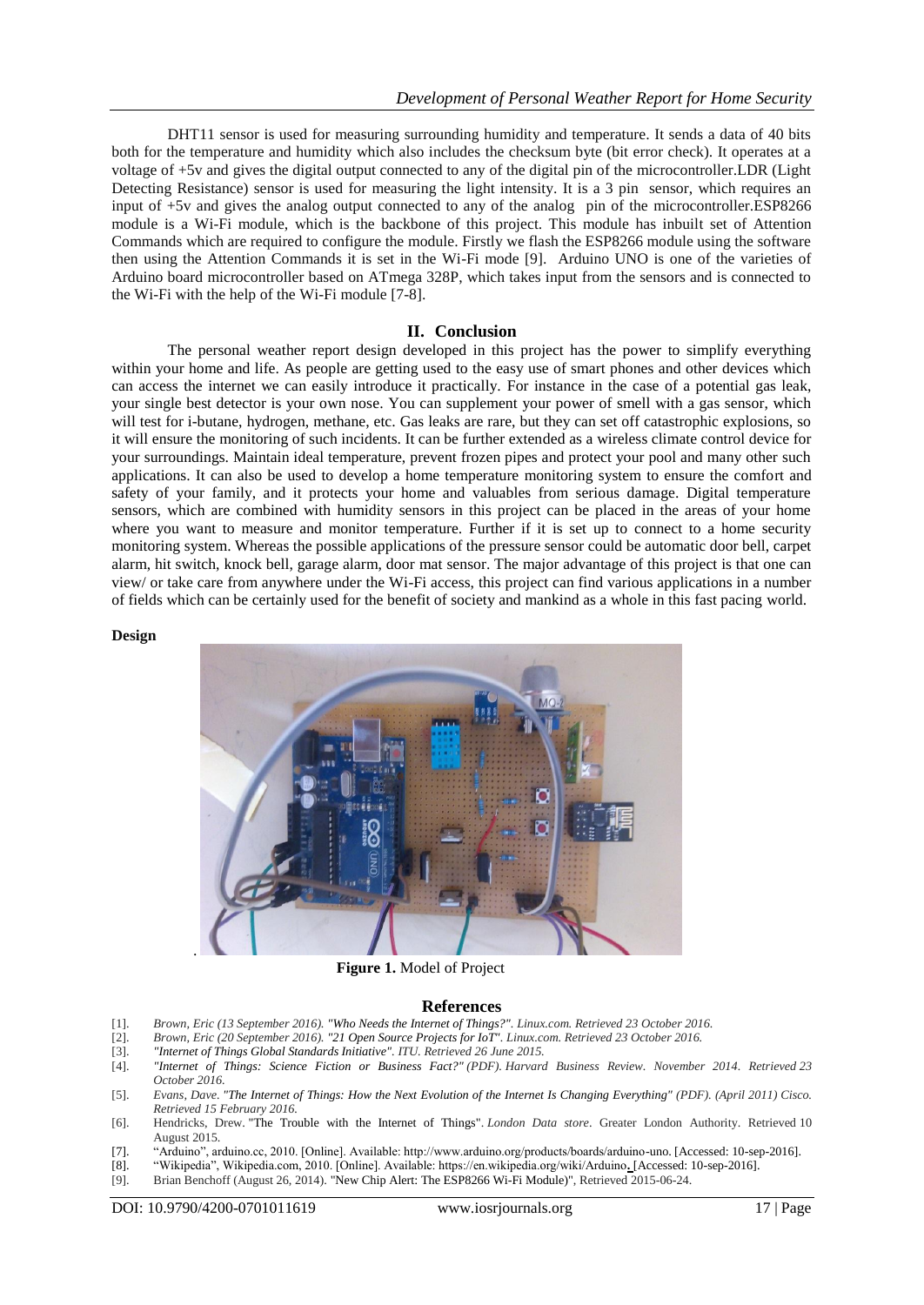DHT11 sensor is used for measuring surrounding humidity and temperature. It sends a data of 40 bits both for the temperature and humidity which also includes the checksum byte (bit error check). It operates at a voltage of +5v and gives the digital output connected to any of the digital pin of the microcontroller.LDR (Light Detecting Resistance) sensor is used for measuring the light intensity. It is a 3 pin sensor, which requires an input of +5v and gives the analog output connected to any of the analog pin of the microcontroller.ESP8266 module is a Wi-Fi module, which is the backbone of this project. This module has inbuilt set of Attention Commands which are required to configure the module. Firstly we flash the ESP8266 module using the software then using the Attention Commands it is set in the Wi-Fi mode [9]. Arduino UNO is one of the varieties of Arduino board microcontroller based on ATmega 328P, which takes input from the sensors and is connected to the Wi-Fi with the help of the Wi-Fi module [7-8].

## II. Conclusion

The personal weather report design developed in this project has the power to simplify everything within your home and life. As people are getting used to the easy use of smart phones and other devices which can access the internet we can easily introduce it practically. For instance in the case of a potential gas leak, your single best detector is your own nose. You can supplement your power of smell with a gas sensor, which will test for i-butane, hydrogen, methane, etc. Gas leaks are rare, but they can set off catastrophic explosions, so it will ensure the monitoring of such incidents. It can be further extended as a wireless climate control device for your surroundings. Maintain ideal temperature, prevent frozen pipes and protect your pool and many other such applications. It can also be used to develop a home temperature monitoring system to ensure the comfort and safety of your family, and it protects your home and valuables from serious damage. Digital temperature sensors, which are combined with humidity sensors in this project can be placed in the areas of your home where you want to measure and monitor temperature. Further if it is set up to connect to a home security monitoring system. Whereas the possible applications of the pressure sensor could be automatic door bell, carpet alarm, hit switch, knock bell, garage alarm, door mat sensor. The major advantage of this project is that one can view/ or take care from anywhere under the Wi-Fi access, this project can find various applications in a number of fields which can be certainly used for the benefit of society and mankind as a whole in this fast pacing world.

**Design**

**Figure 1.** Model of Project

## References

[1]. *Brown, Eric (13 September 2016). "Who Needs the Internet of Things?". Linux.com. Retrieved 23 October 2016.*

[2]. *Brown, Eric (20 September 2016). "21 Open Source Projects for IoT". Linux.com. Retrieved 23 October 2016.*

[3]. *"Internet of Things Global Standards Initiative". ITU. Retrieved 26 June 2015.*

[4]. *"Internet of Things: Science Fiction or Business Fact?" (PDF). Harvard Business Review. November 2014. Retrieved 23 October 2016.*

[5]. *Evans, Dave. "The Internet of Things: How the Next Evolution of the Internet Is Changing Everything" (PDF). (April 2011) Cisco. Retrieved 15 February 2016.*

[6]. Hendricks, Drew. "The Trouble with the Internet of Things". *London Data store*. Greater London Authority. Retrieved 10 August 2015.

[7]. "Arduino", arduino.cc, 2010. [Online]. Available: http://www.arduino.org/products/boards/arduino-uno. [Accessed: 10-sep-2016].

[8]. "Wikipedia", Wikipedia.com, 2010. [Online]. Available: https://en.wikipedia.org/wiki/Arduino. [Accessed: 10-sep-2016].

[9]. Brian Benchoff (August 26, 2014). "New Chip Alert: The ESP8266 Wi-Fi Module)", Retrieved 2015-06-24.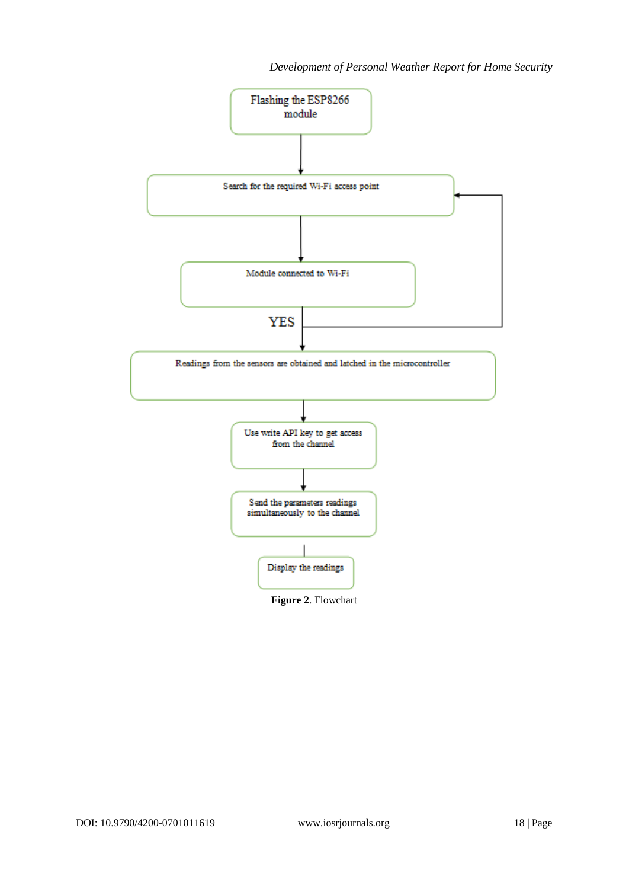Flashing the ESP8266 module

Search for the required Wi-Fi access point

Module connected to Wi-Fi

YES

Readings from the sensors are obtained and latched in the microcontroller

Use write API key to get access from the channel

Send the parameters readings simultaneously to the channel

Display the readings

**Figure 2**. Flowchart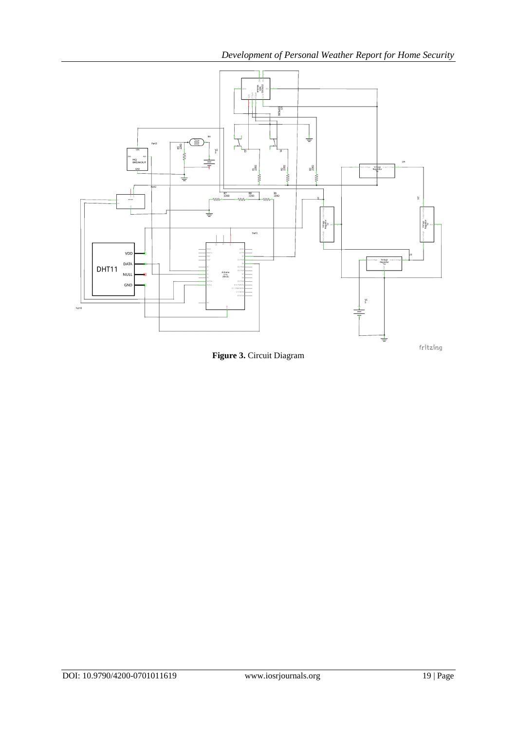DHT11

VDD

DATA

NULL

GND

MQ BREAKOUT

Arduino Uno (Rev3)

Voltage Regulator 5V

fritzing

**Figure 3.** Circuit Diagram